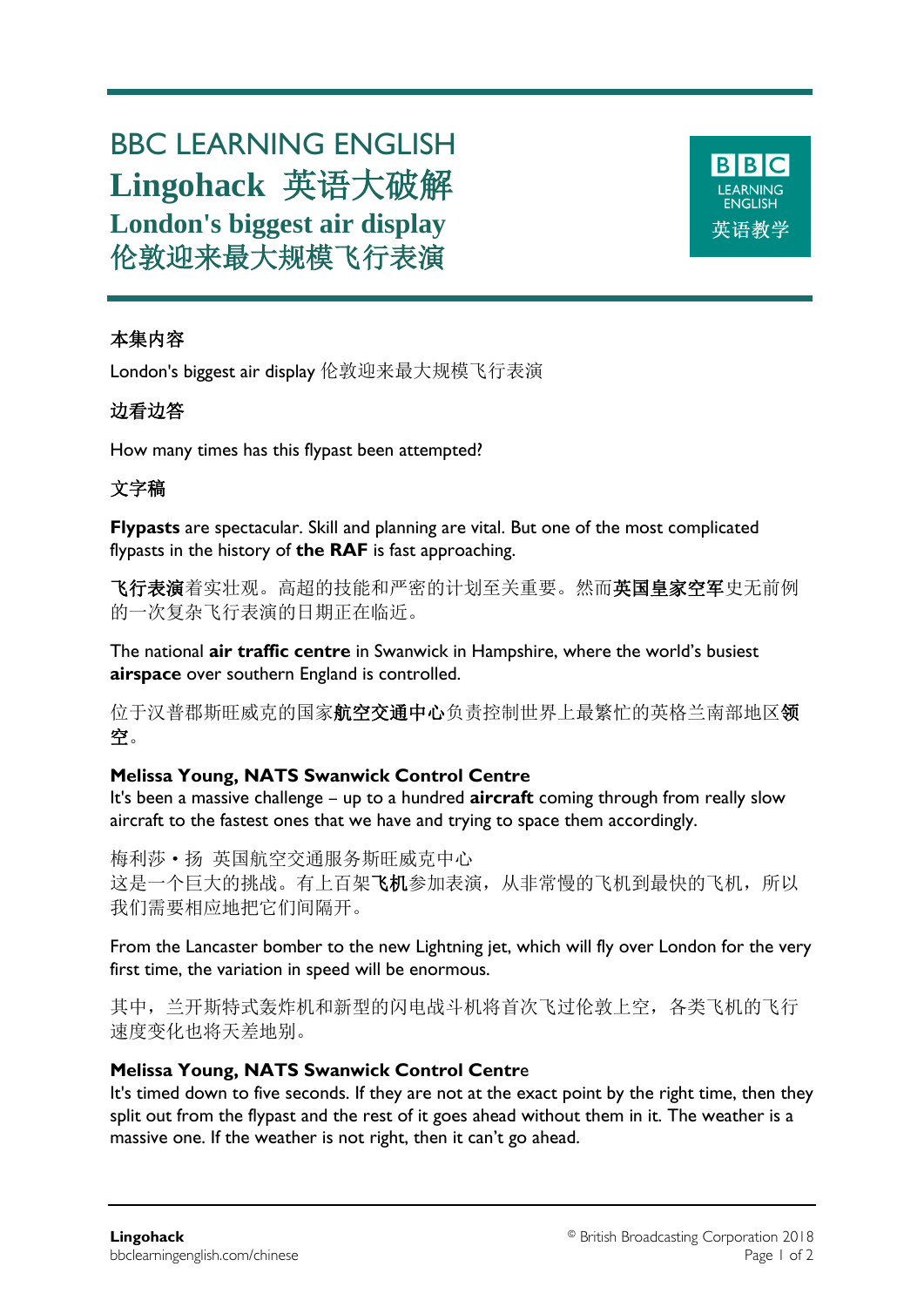# BBC LEARNING ENGLISH

# Lingohack 英语大破解

## London's biggest air display 伦敦迎来最大规模飞行表演

### 本集内容

London's biggest air display 伦敦迎来最大规模飞行表演

### 边看边答

How many times has this flypast been attempted?

### 文字稿

**Flypasts** are spectacular. Skill and planning are vital. But one of the most complicated flypasts in the history of **the RAF** is fast approaching.

**飞行表演**着实壮观。高超的技能和严密的计划至关重要。然而**英国皇家空军**史无前例的一次复杂飞行表演的日期正在临近。

The national **air traffic centre** in Swanwick in Hampshire, where the world's busiest **airspace** over southern England is controlled.

位于汉普郡斯旺威克的国家**航空交通中心**负责控制世界上最繁忙的英格兰南部地区**领空**。

**Melissa Young, NATS Swanwick Control Centre**
It's been a massive challenge – up to a hundred **aircraft** coming through from really slow aircraft to the fastest ones that we have and trying to space them accordingly.

梅利莎・扬 英国航空交通服务斯旺威克中心
这是一个巨大的挑战。有上百架**飞机**参加表演，从非常慢的飞机到最快的飞机，所以我们需要相应地把它们间隔开。

From the Lancaster bomber to the new Lightning jet, which will fly over London for the very first time, the variation in speed will be enormous.

其中，兰开斯特式轰炸机和新型的闪电战斗机将首次飞过伦敦上空，各类飞机的飞行速度变化也将天差地别。

**Melissa Young, NATS Swanwick Control Centre**
It's timed down to five seconds. If they are not at the exact point by the right time, then they split out from the flypast and the rest of it goes ahead without them in it. The weather is a massive one. If the weather is not right, then it can't go ahead.